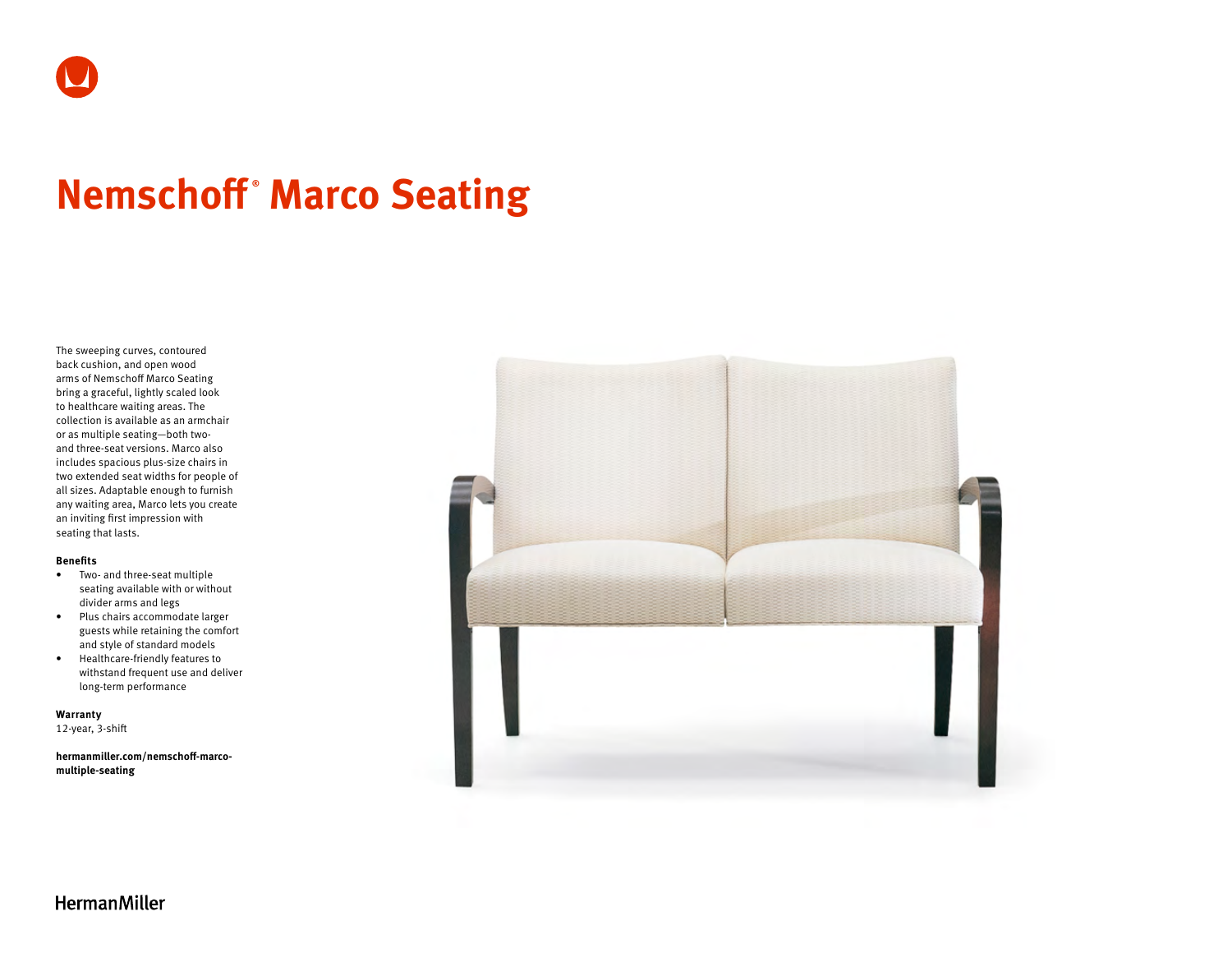# Nemschoff® Marco Seating

The sweeping curves, contoured back cushion, and open wood arms of Nemschoff Marco Seating bring a graceful, lightly scaled look to healthcare waiting areas. The collection is available as an armchair or as multiple seating—both two- and three-seat versions. Marco also includes spacious plus-size chairs in two extended seat widths for people of all sizes. Adaptable enough to furnish any waiting area, Marco lets you create an inviting first impression with seating that lasts.

**Benefits**

- Two- and three-seat multiple seating available with or without divider arms and legs
- Plus chairs accommodate larger guests while retaining the comfort and style of standard models
- Healthcare-friendly features to withstand frequent use and deliver long-term performance

**Warranty**
12-year, 3-shift

**hermanmiller.com/nemschoff-marco-multiple-seating**

HermanMiller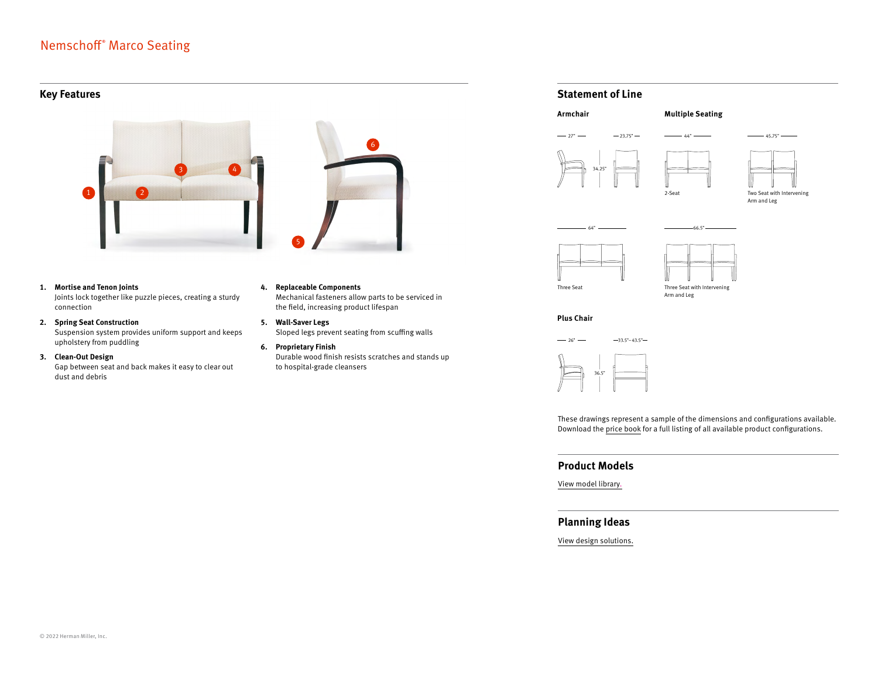# Nemschoff® Marco Seating

## Key Features

1. **Mortise and Tenon Joints**
   Joints lock together like puzzle pieces, creating a sturdy connection
2. **Spring Seat Construction**
   Suspension system provides uniform support and keeps upholstery from puddling
3. **Clean-Out Design**
   Gap between seat and back makes it easy to clear out dust and debris
4. **Replaceable Components**
   Mechanical fasteners allow parts to be serviced in the field, increasing product lifespan
5. **Wall-Saver Legs**
   Sloped legs prevent seating from scuffing walls
6. **Proprietary Finish**
   Durable wood finish resists scratches and stands up to hospital-grade cleansers

## Statement of Line

### Armchair

27"
23.75"
34.25"

### Multiple Seating

44"
2-Seat

45.75"
Two Seat with Intervening Arm and Leg

64"
Three Seat

66.5"
Three Seat with Intervening Arm and Leg

### Plus Chair

26"
33.5"–43.5"
36.5"

These drawings represent a sample of the dimensions and configurations available. Download the price book for a full listing of all available product configurations.

## Product Models

View model library.

## Planning Ideas

View design solutions.

© 2022 Herman Miller, Inc.